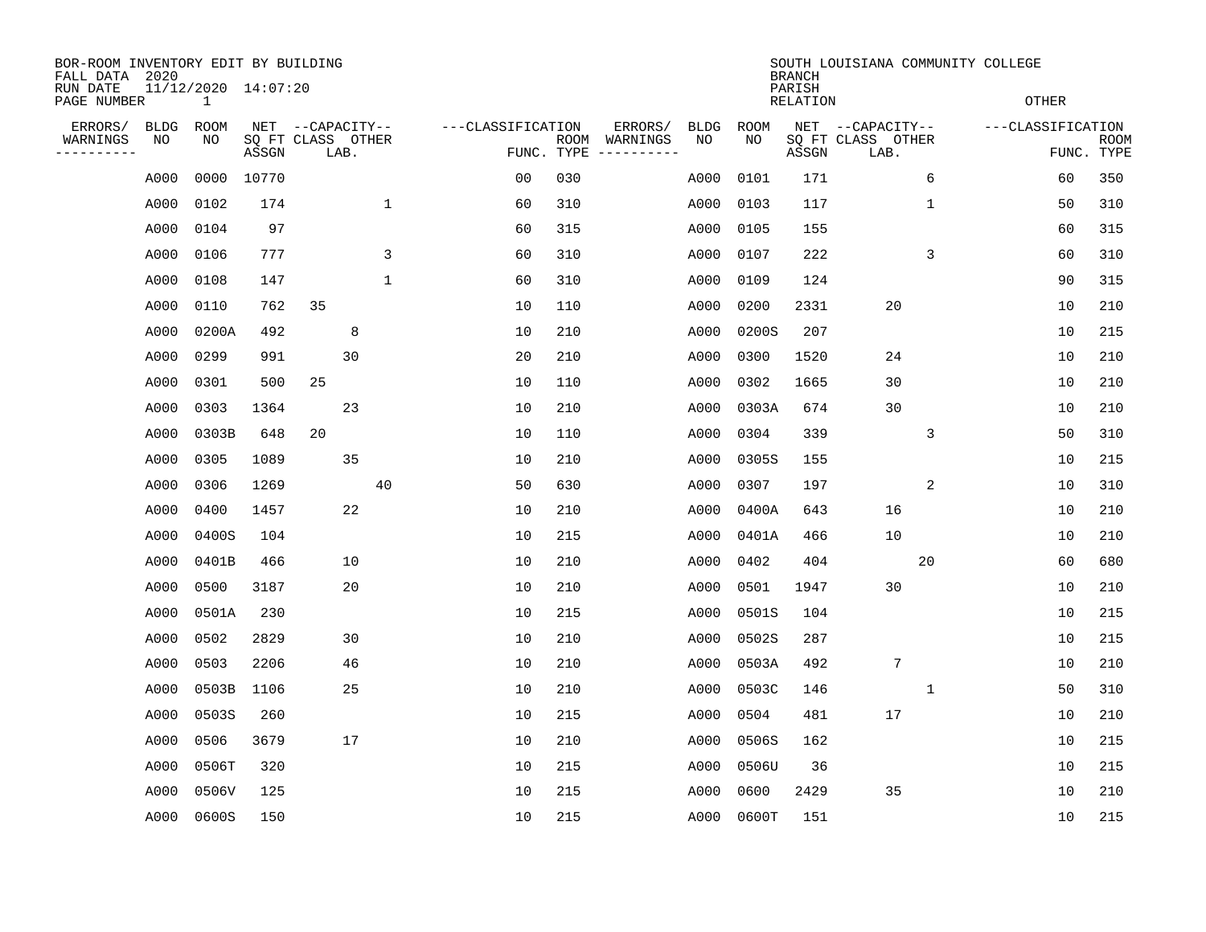BOR-ROOM INVENTORY EDIT BY BUILDING
FALL DATA 2020
RUN DATE 11/12/2020 14:07:20
PAGE NUMBER 1

SOUTH LOUISIANA COMMUNITY COLLEGE
BRANCH
PARISH
RELATION
OTHER

| ERRORS/ WARNINGS | BLDG NO | ROOM NO | NET SQ FT ASSGN | CAPACITY CLASS | CAPACITY LAB. | CAPACITY OTHER | CLASSIFICATION FUNC. | ROOM TYPE | ERRORS/ WARNINGS | BLDG NO | ROOM NO | NET SQ FT ASSGN | CAPACITY CLASS | CAPACITY LAB. | CAPACITY OTHER | CLASSIFICATION FUNC. | ROOM TYPE |
|---|---|---|---|---|---|---|---|---|---|---|---|---|---|---|---|---|---|
| | A000 | 0000 | 10770 | | | | 00 | 030 | | A000 | 0101 | 171 | | | 6 | 60 | 350 |
| | A000 | 0102 | 174 | | | 1 | 60 | 310 | | A000 | 0103 | 117 | | | 1 | 50 | 310 |
| | A000 | 0104 | 97 | | | | 60 | 315 | | A000 | 0105 | 155 | | | | 60 | 315 |
| | A000 | 0106 | 777 | | | 3 | 60 | 310 | | A000 | 0107 | 222 | | | 3 | 60 | 310 |
| | A000 | 0108 | 147 | | | 1 | 60 | 310 | | A000 | 0109 | 124 | | | | 90 | 315 |
| | A000 | 0110 | 762 | 35 | | | 10 | 110 | | A000 | 0200 | 2331 | | 20 | | 10 | 210 |
| | A000 | 0200A | 492 | | 8 | | 10 | 210 | | A000 | 0200S | 207 | | | | 10 | 215 |
| | A000 | 0299 | 991 | | 30 | | 20 | 210 | | A000 | 0300 | 1520 | | 24 | | 10 | 210 |
| | A000 | 0301 | 500 | 25 | | | 10 | 110 | | A000 | 0302 | 1665 | | 30 | | 10 | 210 |
| | A000 | 0303 | 1364 | | 23 | | 10 | 210 | | A000 | 0303A | 674 | | 30 | | 10 | 210 |
| | A000 | 0303B | 648 | 20 | | | 10 | 110 | | A000 | 0304 | 339 | | | 3 | 50 | 310 |
| | A000 | 0305 | 1089 | | 35 | | 10 | 210 | | A000 | 0305S | 155 | | | | 10 | 215 |
| | A000 | 0306 | 1269 | | | 40 | 50 | 630 | | A000 | 0307 | 197 | | | 2 | 10 | 310 |
| | A000 | 0400 | 1457 | | 22 | | 10 | 210 | | A000 | 0400A | 643 | | 16 | | 10 | 210 |
| | A000 | 0400S | 104 | | | | 10 | 215 | | A000 | 0401A | 466 | | 10 | | 10 | 210 |
| | A000 | 0401B | 466 | | 10 | | 10 | 210 | | A000 | 0402 | 404 | | | 20 | 60 | 680 |
| | A000 | 0500 | 3187 | | 20 | | 10 | 210 | | A000 | 0501 | 1947 | | 30 | | 10 | 210 |
| | A000 | 0501A | 230 | | | | 10 | 215 | | A000 | 0501S | 104 | | | | 10 | 215 |
| | A000 | 0502 | 2829 | | 30 | | 10 | 210 | | A000 | 0502S | 287 | | | | 10 | 215 |
| | A000 | 0503 | 2206 | | 46 | | 10 | 210 | | A000 | 0503A | 492 | | 7 | | 10 | 210 |
| | A000 | 0503B | 1106 | | 25 | | 10 | 210 | | A000 | 0503C | 146 | | | 1 | 50 | 310 |
| | A000 | 0503S | 260 | | | | 10 | 215 | | A000 | 0504 | 481 | | 17 | | 10 | 210 |
| | A000 | 0506 | 3679 | | 17 | | 10 | 210 | | A000 | 0506S | 162 | | | | 10 | 215 |
| | A000 | 0506T | 320 | | | | 10 | 215 | | A000 | 0506U | 36 | | | | 10 | 215 |
| | A000 | 0506V | 125 | | | | 10 | 215 | | A000 | 0600 | 2429 | | 35 | | 10 | 210 |
| | A000 | 0600S | 150 | | | | 10 | 215 | | A000 | 0600T | 151 | | | | 10 | 215 |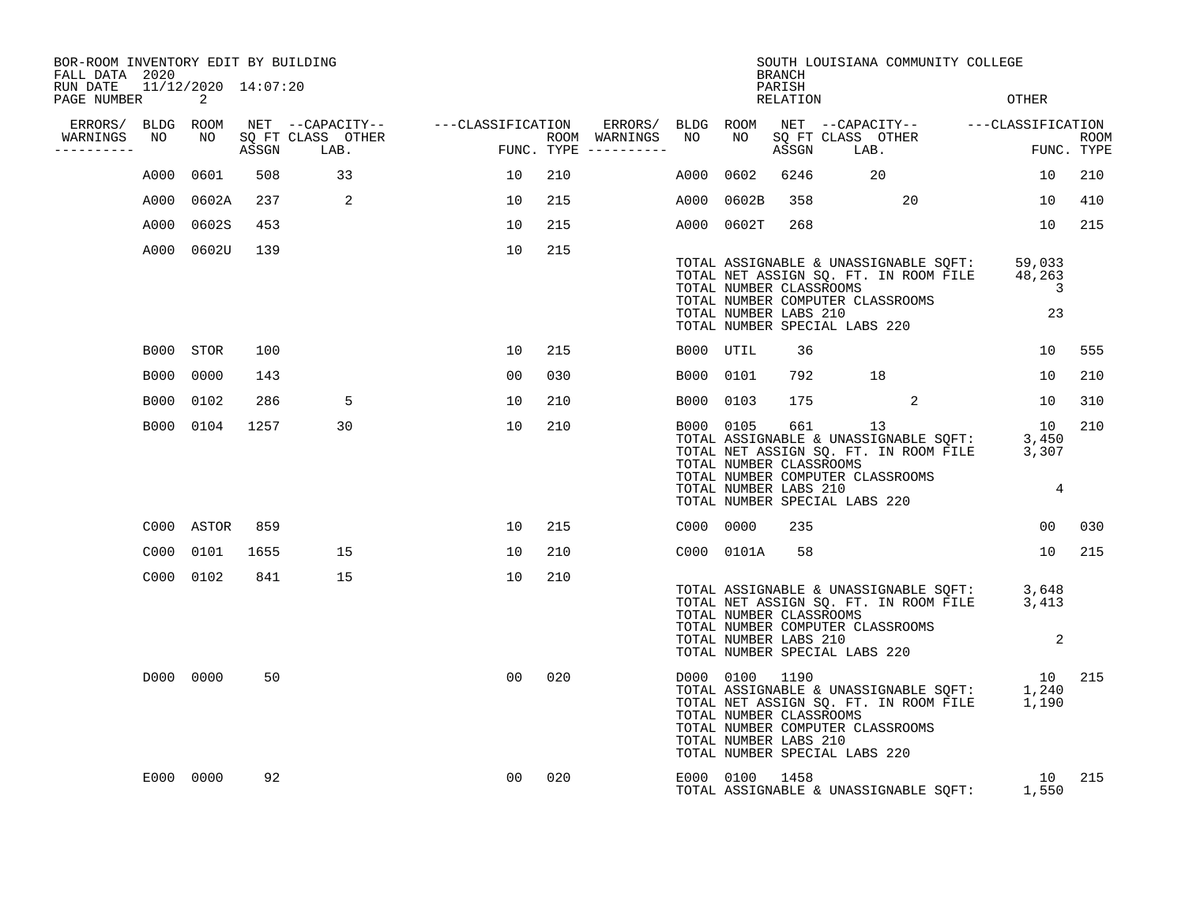BOR-ROOM INVENTORY EDIT BY BUILDING
FALL DATA 2020
RUN DATE 11/12/2020 14:07:20

SOUTH LOUISIANA COMMUNITY COLLEGE
BRANCH
PARISH
RELATION
OTHER

| ERRORS/ WARNINGS | BLDG NO | ROOM NO | NET SQ FT ASSGN | CAPACITY CLASS | CAPACITY OTHER LAB. | CLASSIFICATION FUNC. | ROOM TYPE | ERRORS/ WARNINGS | BLDG NO | ROOM NO | NET SQ FT ASSGN | CAPACITY CLASS | CAPACITY OTHER LAB. | CLASSIFICATION FUNC. | ROOM TYPE |
|---|---|---|---|---|---|---|---|---|---|---|---|---|---|---|---|
| | A000 | 0601 | 508 | 33 | | 10 | 210 | | A000 | 0602 | 6246 | 20 | | 10 | 210 |
| | A000 | 0602A | 237 | 2 | | 10 | 215 | | A000 | 0602B | 358 | | 20 | 10 | 410 |
| | A000 | 0602S | 453 | | | 10 | 215 | | A000 | 0602T | 268 | | | 10 | 215 |
| | A000 | 0602U | 139 | | | 10 | 215 | | | | | | | | |

TOTAL ASSIGNABLE & UNASSIGNABLE SQFT: 59,033
TOTAL NET ASSIGN SQ. FT. IN ROOM FILE 48,263
TOTAL NUMBER CLASSROOMS 3
TOTAL NUMBER COMPUTER CLASSROOMS
TOTAL NUMBER LABS 210 23
TOTAL NUMBER SPECIAL LABS 220

| ERRORS/ WARNINGS | BLDG NO | ROOM NO | NET SQ FT ASSGN | CAPACITY CLASS | CAPACITY OTHER LAB. | CLASSIFICATION FUNC. | ROOM TYPE | ERRORS/ WARNINGS | BLDG NO | ROOM NO | NET SQ FT ASSGN | CAPACITY CLASS | CAPACITY OTHER LAB. | CLASSIFICATION FUNC. | ROOM TYPE |
|---|---|---|---|---|---|---|---|---|---|---|---|---|---|---|---|
| | B000 | STOR | 100 | | | 10 | 215 | | B000 | UTIL | 36 | | | 10 | 555 |
| | B000 | 0000 | 143 | | | 00 | 030 | | B000 | 0101 | 792 | 18 | | 10 | 210 |
| | B000 | 0102 | 286 | 5 | | 10 | 210 | | B000 | 0103 | 175 | | 2 | 10 | 310 |
| | B000 | 0104 | 1257 | 30 | | 10 | 210 | | B000 | 0105 | 661 | 13 | | 10 | 210 |

TOTAL ASSIGNABLE & UNASSIGNABLE SQFT: 3,450
TOTAL NET ASSIGN SQ. FT. IN ROOM FILE 3,307
TOTAL NUMBER CLASSROOMS
TOTAL NUMBER COMPUTER CLASSROOMS
TOTAL NUMBER LABS 210 4
TOTAL NUMBER SPECIAL LABS 220

| ERRORS/ WARNINGS | BLDG NO | ROOM NO | NET SQ FT ASSGN | CAPACITY CLASS | CAPACITY OTHER LAB. | CLASSIFICATION FUNC. | ROOM TYPE | ERRORS/ WARNINGS | BLDG NO | ROOM NO | NET SQ FT ASSGN | CAPACITY CLASS | CAPACITY OTHER LAB. | CLASSIFICATION FUNC. | ROOM TYPE |
|---|---|---|---|---|---|---|---|---|---|---|---|---|---|---|---|
| | C000 | ASTOR | 859 | | | 10 | 215 | | C000 | 0000 | 235 | | | 00 | 030 |
| | C000 | 0101 | 1655 | 15 | | 10 | 210 | | C000 | 0101A | 58 | | | 10 | 215 |
| | C000 | 0102 | 841 | 15 | | 10 | 210 | | | | | | | | |

TOTAL ASSIGNABLE & UNASSIGNABLE SQFT: 3,648
TOTAL NET ASSIGN SQ. FT. IN ROOM FILE 3,413
TOTAL NUMBER CLASSROOMS
TOTAL NUMBER COMPUTER CLASSROOMS
TOTAL NUMBER LABS 210 2
TOTAL NUMBER SPECIAL LABS 220

| ERRORS/ WARNINGS | BLDG NO | ROOM NO | NET SQ FT ASSGN | CAPACITY CLASS | CAPACITY OTHER LAB. | CLASSIFICATION FUNC. | ROOM TYPE | ERRORS/ WARNINGS | BLDG NO | ROOM NO | NET SQ FT ASSGN | CAPACITY CLASS | CAPACITY OTHER LAB. | CLASSIFICATION FUNC. | ROOM TYPE |
|---|---|---|---|---|---|---|---|---|---|---|---|---|---|---|---|
| | D000 | 0000 | 50 | | | 00 | 020 | | D000 | 0100 | 1190 | | | 10 | 215 |

TOTAL ASSIGNABLE & UNASSIGNABLE SQFT: 1,240
TOTAL NET ASSIGN SQ. FT. IN ROOM FILE 1,190
TOTAL NUMBER CLASSROOMS
TOTAL NUMBER COMPUTER CLASSROOMS
TOTAL NUMBER LABS 210
TOTAL NUMBER SPECIAL LABS 220

| ERRORS/ WARNINGS | BLDG NO | ROOM NO | NET SQ FT ASSGN | CAPACITY CLASS | CAPACITY OTHER LAB. | CLASSIFICATION FUNC. | ROOM TYPE | ERRORS/ WARNINGS | BLDG NO | ROOM NO | NET SQ FT ASSGN | CAPACITY CLASS | CAPACITY OTHER LAB. | CLASSIFICATION FUNC. | ROOM TYPE |
|---|---|---|---|---|---|---|---|---|---|---|---|---|---|---|---|
| | E000 | 0000 | 92 | | | 00 | 020 | | E000 | 0100 | 1458 | | | 10 | 215 |

TOTAL ASSIGNABLE & UNASSIGNABLE SQFT: 1,550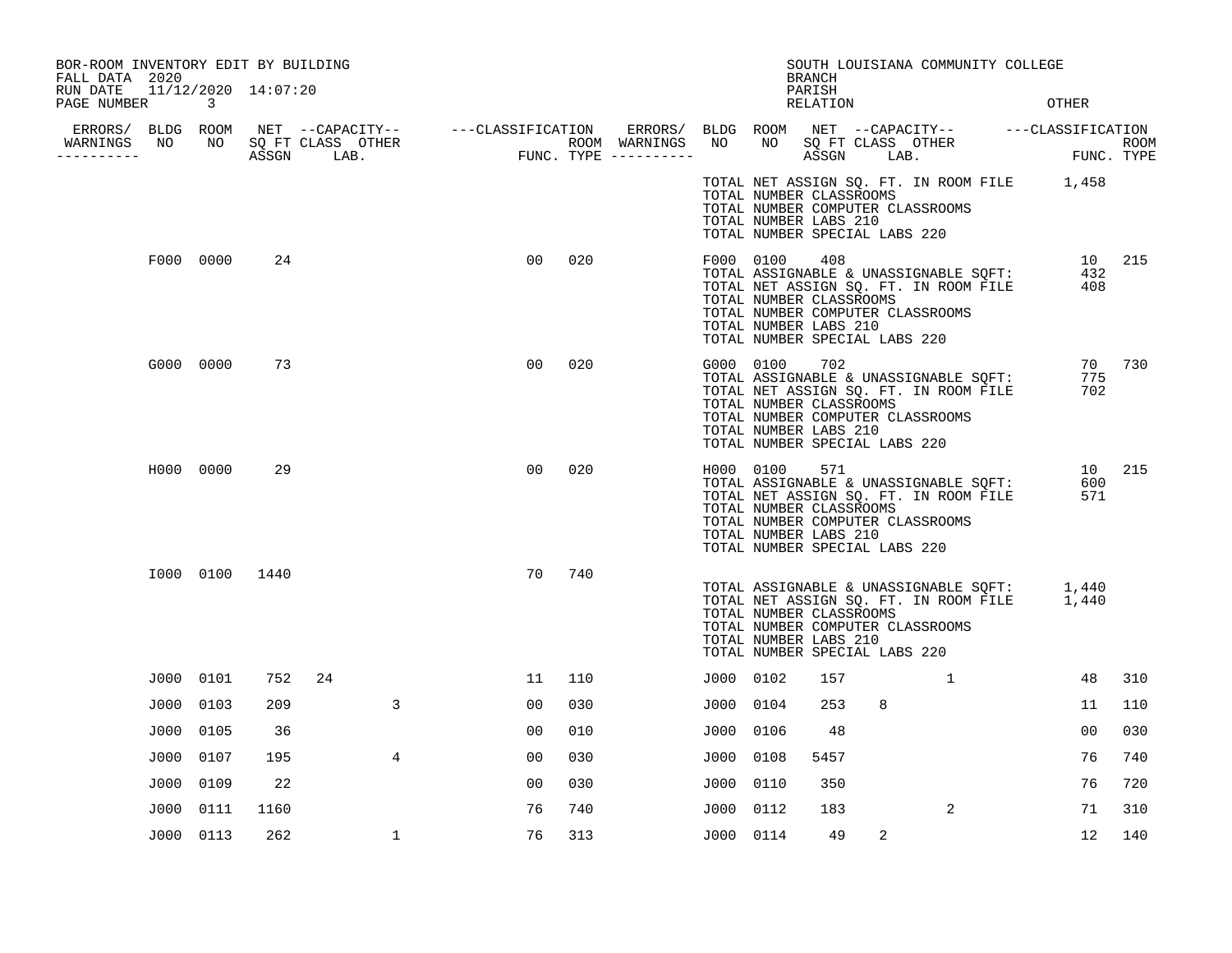BOR-ROOM INVENTORY EDIT BY BUILDING
FALL DATA 2020
RUN DATE 11/12/2020 14:07:20
PAGE NUMBER 3

SOUTH LOUISIANA COMMUNITY COLLEGE
BRANCH
PARISH
RELATION
OTHER

| ERRORS/ WARNINGS | BLDG NO | ROOM NO | NET SQ FT ASSGN | CAPACITY CLASS LAB. | CAPACITY OTHER | CLASSIFICATION FUNC. | ROOM TYPE | ERRORS/ WARNINGS | BLDG NO | ROOM NO | NET SQ FT ASSGN | CAPACITY CLASS LAB. | CAPACITY OTHER | CLASSIFICATION FUNC. | ROOM TYPE |
|---|---|---|---|---|---|---|---|---|---|---|---|---|---|---|---|
| | | | | | | | | | TOTAL NET ASSIGN SQ. FT. IN ROOM FILE | | | | | 1,458 | |
| | | | | | | | | | TOTAL NUMBER CLASSROOMS | | | | | | |
| | | | | | | | | | TOTAL NUMBER COMPUTER CLASSROOMS | | | | | | |
| | | | | | | | | | TOTAL NUMBER LABS 210 | | | | | | |
| | | | | | | | | | TOTAL NUMBER SPECIAL LABS 220 | | | | | | |
| | F000 | 0000 | 24 | | | 00 | 020 | | F000 | 0100 | 408 | | | 10 | 215 |
| | | | | | | | | | TOTAL ASSIGNABLE & UNASSIGNABLE SQFT: | | | | | 432 | |
| | | | | | | | | | TOTAL NET ASSIGN SQ. FT. IN ROOM FILE | | | | | 408 | |
| | | | | | | | | | TOTAL NUMBER CLASSROOMS | | | | | | |
| | | | | | | | | | TOTAL NUMBER COMPUTER CLASSROOMS | | | | | | |
| | | | | | | | | | TOTAL NUMBER LABS 210 | | | | | | |
| | | | | | | | | | TOTAL NUMBER SPECIAL LABS 220 | | | | | | |
| | G000 | 0000 | 73 | | | 00 | 020 | | G000 | 0100 | 702 | | | 70 | 730 |
| | | | | | | | | | TOTAL ASSIGNABLE & UNASSIGNABLE SQFT: | | | | | 775 | |
| | | | | | | | | | TOTAL NET ASSIGN SQ. FT. IN ROOM FILE | | | | | 702 | |
| | | | | | | | | | TOTAL NUMBER CLASSROOMS | | | | | | |
| | | | | | | | | | TOTAL NUMBER COMPUTER CLASSROOMS | | | | | | |
| | | | | | | | | | TOTAL NUMBER LABS 210 | | | | | | |
| | | | | | | | | | TOTAL NUMBER SPECIAL LABS 220 | | | | | | |
| | H000 | 0000 | 29 | | | 00 | 020 | | H000 | 0100 | 571 | | | 10 | 215 |
| | | | | | | | | | TOTAL ASSIGNABLE & UNASSIGNABLE SQFT: | | | | | 600 | |
| | | | | | | | | | TOTAL NET ASSIGN SQ. FT. IN ROOM FILE | | | | | 571 | |
| | | | | | | | | | TOTAL NUMBER CLASSROOMS | | | | | | |
| | | | | | | | | | TOTAL NUMBER COMPUTER CLASSROOMS | | | | | | |
| | | | | | | | | | TOTAL NUMBER LABS 210 | | | | | | |
| | | | | | | | | | TOTAL NUMBER SPECIAL LABS 220 | | | | | | |
| | I000 | 0100 | 1440 | | | 70 | 740 | | | | | | | | |
| | | | | | | | | | TOTAL ASSIGNABLE & UNASSIGNABLE SQFT: | | | | | 1,440 | |
| | | | | | | | | | TOTAL NET ASSIGN SQ. FT. IN ROOM FILE | | | | | 1,440 | |
| | | | | | | | | | TOTAL NUMBER CLASSROOMS | | | | | | |
| | | | | | | | | | TOTAL NUMBER COMPUTER CLASSROOMS | | | | | | |
| | | | | | | | | | TOTAL NUMBER LABS 210 | | | | | | |
| | | | | | | | | | TOTAL NUMBER SPECIAL LABS 220 | | | | | | |
| | J000 | 0101 | 752 | 24 | | 11 | 110 | | J000 | 0102 | 157 | | 1 | 48 | 310 |
| | J000 | 0103 | 209 | | 3 | 00 | 030 | | J000 | 0104 | 253 | 8 | | 11 | 110 |
| | J000 | 0105 | 36 | | | 00 | 010 | | J000 | 0106 | 48 | | | 00 | 030 |
| | J000 | 0107 | 195 | | 4 | 00 | 030 | | J000 | 0108 | 5457 | | | 76 | 740 |
| | J000 | 0109 | 22 | | | 00 | 030 | | J000 | 0110 | 350 | | | 76 | 720 |
| | J000 | 0111 | 1160 | | | 76 | 740 | | J000 | 0112 | 183 | | 2 | 71 | 310 |
| | J000 | 0113 | 262 | | 1 | 76 | 313 | | J000 | 0114 | 49 | 2 | | 12 | 140 |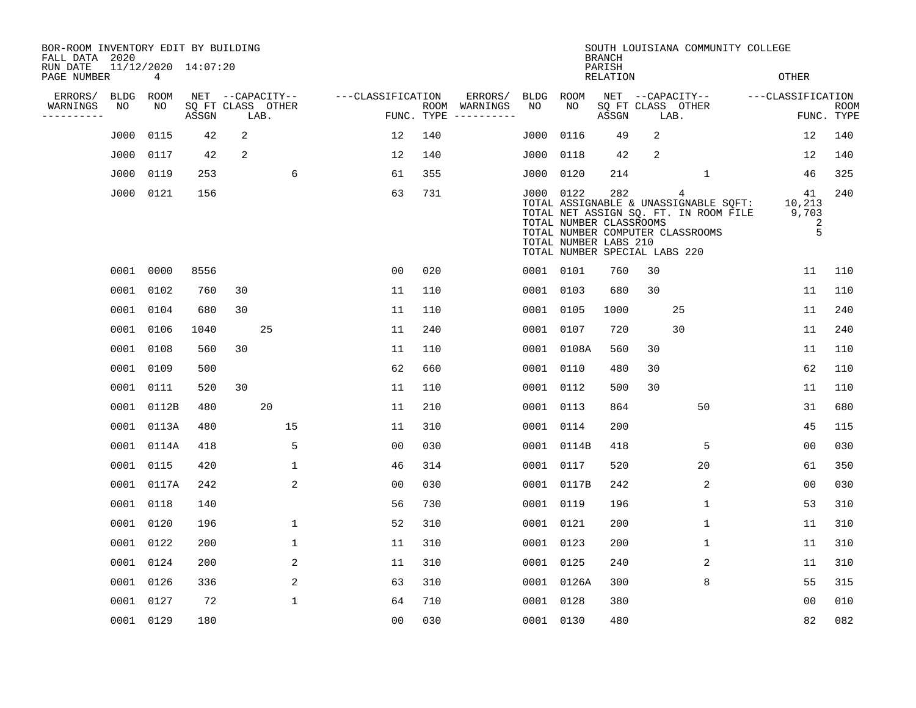BOR-ROOM INVENTORY EDIT BY BUILDING
FALL DATA 2020
RUN DATE 11/12/2020 14:07:20

SOUTH LOUISIANA COMMUNITY COLLEGE
BRANCH
PARISH
RELATION
OTHER

| ERRORS/ WARNINGS | BLDG NO | ROOM NO | NET SQ FT ASSGN | CAPACITY CLASS | CAPACITY LAB. | CAPACITY OTHER | CLASSIFICATION FUNC. | ROOM TYPE | ERRORS/ WARNINGS | BLDG NO | ROOM NO | NET SQ FT ASSGN | CAPACITY CLASS | CAPACITY LAB. | CAPACITY OTHER | CLASSIFICATION FUNC. | ROOM TYPE |
|---|---|---|---|---|---|---|---|---|---|---|---|---|---|---|---|---|---|
| | J000 | 0115 | 42 | 2 | | | 12 | 140 | | J000 | 0116 | 49 | 2 | | | 12 | 140 |
| | J000 | 0117 | 42 | 2 | | | 12 | 140 | | J000 | 0118 | 42 | 2 | | | 12 | 140 |
| | J000 | 0119 | 253 | | | 6 | 61 | 355 | | J000 | 0120 | 214 | | | 1 | 46 | 325 |
| | J000 | 0121 | 156 | | | | 63 | 731 | | J000 | 0122 | 282 | | 4 | | 41 | 240 |

TOTAL ASSIGNABLE & UNASSIGNABLE SQFT: 10,213
TOTAL NET ASSIGN SQ. FT. IN ROOM FILE 9,703
TOTAL NUMBER CLASSROOMS 2
TOTAL NUMBER COMPUTER CLASSROOMS 5
TOTAL NUMBER LABS 210
TOTAL NUMBER SPECIAL LABS 220

| ERRORS/ WARNINGS | BLDG NO | ROOM NO | NET SQ FT ASSGN | CAPACITY CLASS | CAPACITY LAB. | CAPACITY OTHER | CLASSIFICATION FUNC. | ROOM TYPE | ERRORS/ WARNINGS | BLDG NO | ROOM NO | NET SQ FT ASSGN | CAPACITY CLASS | CAPACITY LAB. | CAPACITY OTHER | CLASSIFICATION FUNC. | ROOM TYPE |
|---|---|---|---|---|---|---|---|---|---|---|---|---|---|---|---|---|---|
| | 0001 | 0000 | 8556 | | | | 00 | 020 | | 0001 | 0101 | 760 | 30 | | | 11 | 110 |
| | 0001 | 0102 | 760 | 30 | | | 11 | 110 | | 0001 | 0103 | 680 | 30 | | | 11 | 110 |
| | 0001 | 0104 | 680 | 30 | | | 11 | 110 | | 0001 | 0105 | 1000 | | 25 | | 11 | 240 |
| | 0001 | 0106 | 1040 | | 25 | | 11 | 240 | | 0001 | 0107 | 720 | | 30 | | 11 | 240 |
| | 0001 | 0108 | 560 | 30 | | | 11 | 110 | | 0001 | 0108A | 560 | 30 | | | 11 | 110 |
| | 0001 | 0109 | 500 | | | | 62 | 660 | | 0001 | 0110 | 480 | 30 | | | 62 | 110 |
| | 0001 | 0111 | 520 | 30 | | | 11 | 110 | | 0001 | 0112 | 500 | 30 | | | 11 | 110 |
| | 0001 | 0112B | 480 | | 20 | | 11 | 210 | | 0001 | 0113 | 864 | | | 50 | 31 | 680 |
| | 0001 | 0113A | 480 | | | 15 | 11 | 310 | | 0001 | 0114 | 200 | | | | 45 | 115 |
| | 0001 | 0114A | 418 | | | 5 | 00 | 030 | | 0001 | 0114B | 418 | | | 5 | 00 | 030 |
| | 0001 | 0115 | 420 | | | 1 | 46 | 314 | | 0001 | 0117 | 520 | | | 20 | 61 | 350 |
| | 0001 | 0117A | 242 | | | 2 | 00 | 030 | | 0001 | 0117B | 242 | | | 2 | 00 | 030 |
| | 0001 | 0118 | 140 | | | | 56 | 730 | | 0001 | 0119 | 196 | | | 1 | 53 | 310 |
| | 0001 | 0120 | 196 | | | 1 | 52 | 310 | | 0001 | 0121 | 200 | | | 1 | 11 | 310 |
| | 0001 | 0122 | 200 | | | 1 | 11 | 310 | | 0001 | 0123 | 200 | | | 1 | 11 | 310 |
| | 0001 | 0124 | 200 | | | 2 | 11 | 310 | | 0001 | 0125 | 240 | | | 2 | 11 | 310 |
| | 0001 | 0126 | 336 | | | 2 | 63 | 310 | | 0001 | 0126A | 300 | | | 8 | 55 | 315 |
| | 0001 | 0127 | 72 | | | 1 | 64 | 710 | | 0001 | 0128 | 380 | | | | 00 | 010 |
| | 0001 | 0129 | 180 | | | | 00 | 030 | | 0001 | 0130 | 480 | | | | 82 | 082 |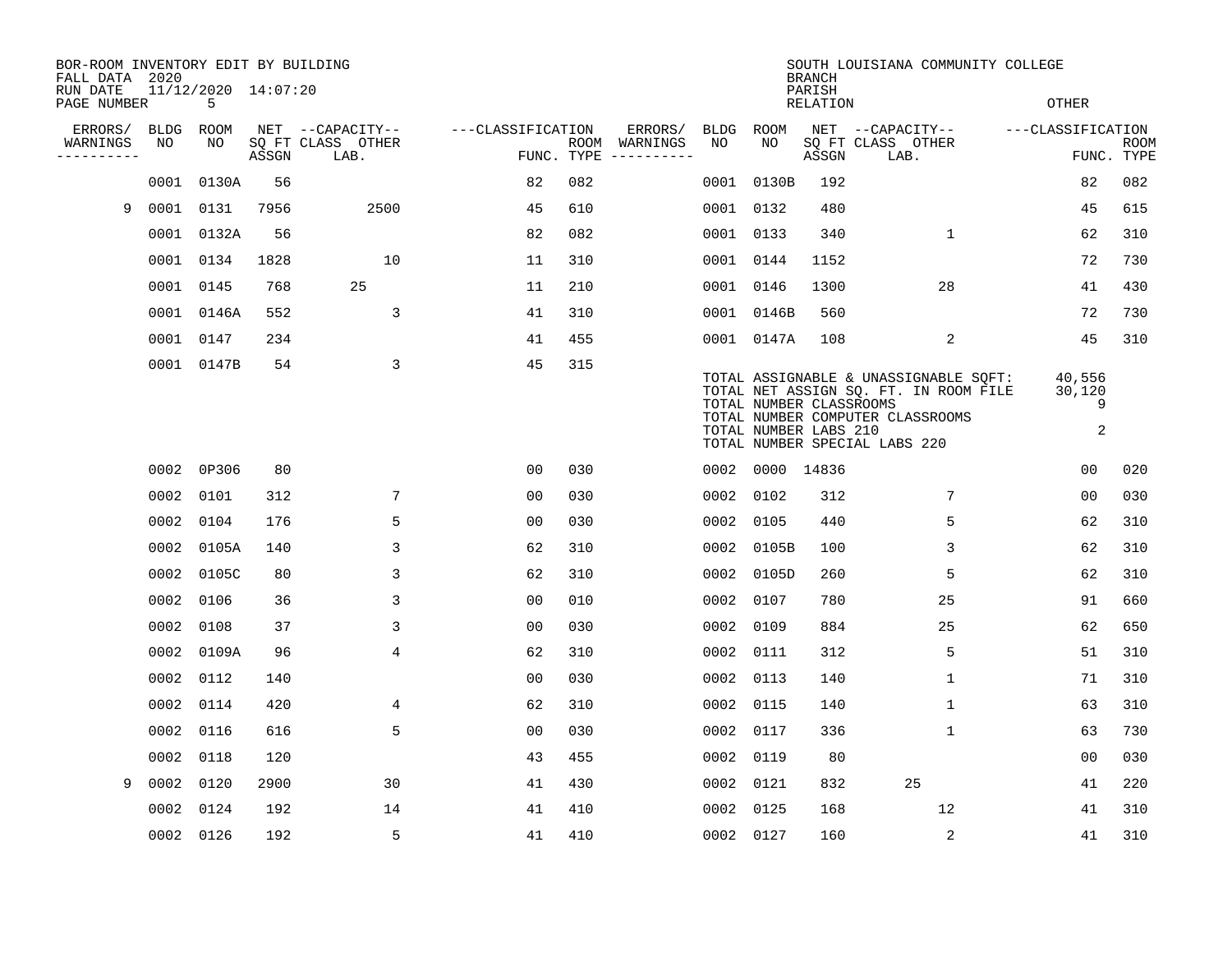BOR-ROOM INVENTORY EDIT BY BUILDING
FALL DATA 2020
RUN DATE 11/12/2020 14:07:20

SOUTH LOUISIANA COMMUNITY COLLEGE
BRANCH
PARISH
RELATION
OTHER

| ERRORS/ WARNINGS | BLDG NO | ROOM NO | NET SQ FT ASSGN | CAPACITY CLASS LAB. | CAPACITY OTHER | CLASSIFICATION FUNC. | ROOM TYPE | ERRORS/ WARNINGS | BLDG NO | ROOM NO | NET SQ FT ASSGN | CAPACITY CLASS LAB. | CAPACITY OTHER | CLASSIFICATION FUNC. | ROOM TYPE |
|---|---|---|---|---|---|---|---|---|---|---|---|---|---|---|---|
| | 0001 | 0130A | 56 | | | 82 | 082 | | 0001 | 0130B | 192 | | | 82 | 082 |
| 9 | 0001 | 0131 | 7956 | | 2500 | 45 | 610 | | 0001 | 0132 | 480 | | | 45 | 615 |
| | 0001 | 0132A | 56 | | | 82 | 082 | | 0001 | 0133 | 340 | | 1 | 62 | 310 |
| | 0001 | 0134 | 1828 | | 10 | 11 | 310 | | 0001 | 0144 | 1152 | | | 72 | 730 |
| | 0001 | 0145 | 768 | 25 | | 11 | 210 | | 0001 | 0146 | 1300 | | 28 | 41 | 430 |
| | 0001 | 0146A | 552 | | 3 | 41 | 310 | | 0001 | 0146B | 560 | | | 72 | 730 |
| | 0001 | 0147 | 234 | | | 41 | 455 | | 0001 | 0147A | 108 | | 2 | 45 | 310 |
| | 0001 | 0147B | 54 | | 3 | 45 | 315 | | | | | | | | |

TOTAL ASSIGNABLE & UNASSIGNABLE SQFT: 40,556
TOTAL NET ASSIGN SQ. FT. IN ROOM FILE 30,120
TOTAL NUMBER CLASSROOMS 9
TOTAL NUMBER COMPUTER CLASSROOMS
TOTAL NUMBER LABS 210 2
TOTAL NUMBER SPECIAL LABS 220

| ERRORS/ WARNINGS | BLDG NO | ROOM NO | NET SQ FT ASSGN | CAPACITY CLASS LAB. | CAPACITY OTHER | CLASSIFICATION FUNC. | ROOM TYPE | ERRORS/ WARNINGS | BLDG NO | ROOM NO | NET SQ FT ASSGN | CAPACITY CLASS LAB. | CAPACITY OTHER | CLASSIFICATION FUNC. | ROOM TYPE |
|---|---|---|---|---|---|---|---|---|---|---|---|---|---|---|---|
| | 0002 | 0P306 | 80 | | | 00 | 030 | | 0002 | 0000 | 14836 | | | 00 | 020 |
| | 0002 | 0101 | 312 | | 7 | 00 | 030 | | 0002 | 0102 | 312 | | 7 | 00 | 030 |
| | 0002 | 0104 | 176 | | 5 | 00 | 030 | | 0002 | 0105 | 440 | | 5 | 62 | 310 |
| | 0002 | 0105A | 140 | | 3 | 62 | 310 | | 0002 | 0105B | 100 | | 3 | 62 | 310 |
| | 0002 | 0105C | 80 | | 3 | 62 | 310 | | 0002 | 0105D | 260 | | 5 | 62 | 310 |
| | 0002 | 0106 | 36 | | 3 | 00 | 010 | | 0002 | 0107 | 780 | | 25 | 91 | 660 |
| | 0002 | 0108 | 37 | | 3 | 00 | 030 | | 0002 | 0109 | 884 | | 25 | 62 | 650 |
| | 0002 | 0109A | 96 | | 4 | 62 | 310 | | 0002 | 0111 | 312 | | 5 | 51 | 310 |
| | 0002 | 0112 | 140 | | | 00 | 030 | | 0002 | 0113 | 140 | | 1 | 71 | 310 |
| | 0002 | 0114 | 420 | | 4 | 62 | 310 | | 0002 | 0115 | 140 | | 1 | 63 | 310 |
| | 0002 | 0116 | 616 | | 5 | 00 | 030 | | 0002 | 0117 | 336 | | 1 | 63 | 730 |
| | 0002 | 0118 | 120 | | | 43 | 455 | | 0002 | 0119 | 80 | | | 00 | 030 |
| 9 | 0002 | 0120 | 2900 | | 30 | 41 | 430 | | 0002 | 0121 | 832 | 25 | | 41 | 220 |
| | 0002 | 0124 | 192 | | 14 | 41 | 410 | | 0002 | 0125 | 168 | | 12 | 41 | 310 |
| | 0002 | 0126 | 192 | | 5 | 41 | 410 | | 0002 | 0127 | 160 | | 2 | 41 | 310 |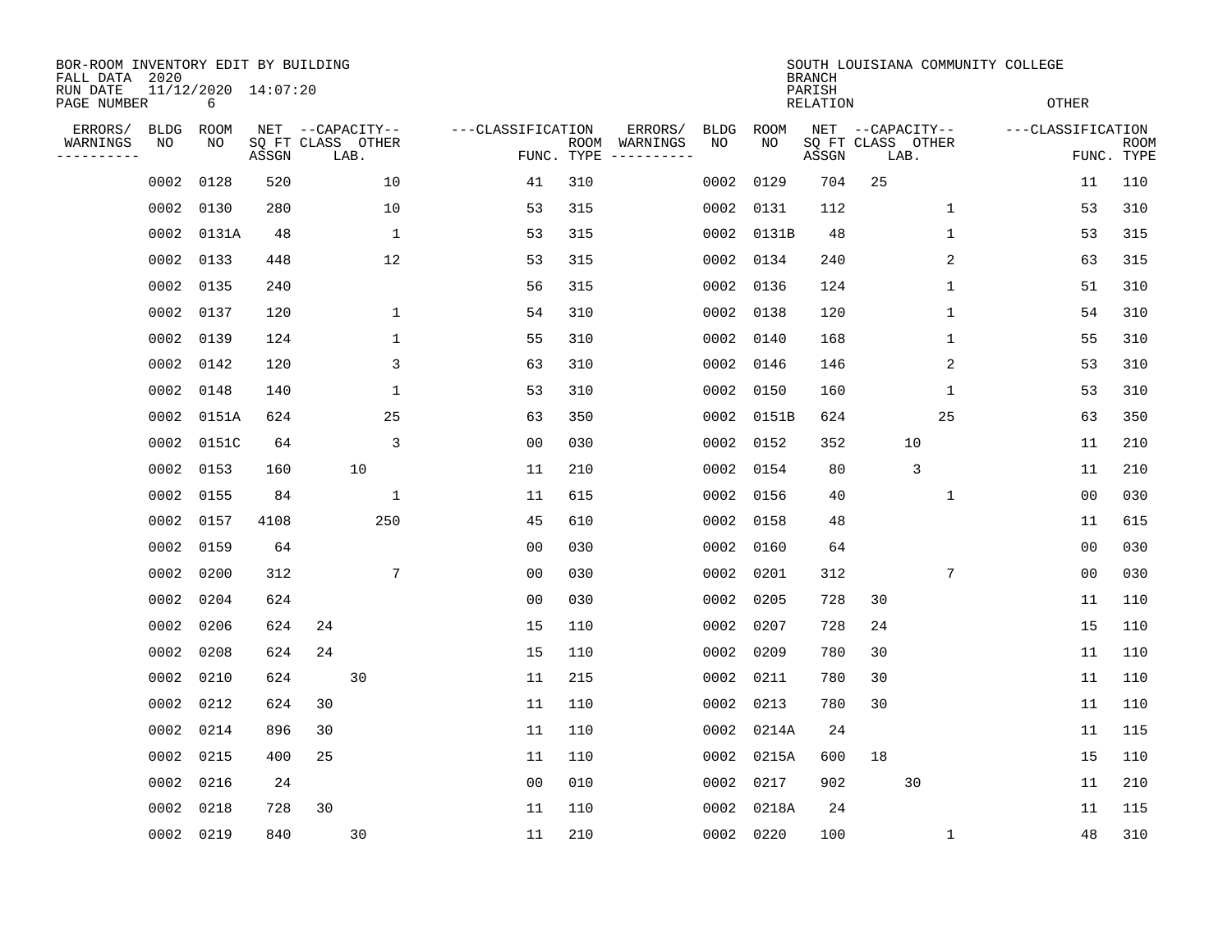BOR-ROOM INVENTORY EDIT BY BUILDING
FALL DATA 2020
RUN DATE 11/12/2020 14:07:20
PAGE NUMBER 6

SOUTH LOUISIANA COMMUNITY COLLEGE
BRANCH
PARISH
RELATION
OTHER

| ERRORS/ WARNINGS | BLDG NO | ROOM NO | NET SQ FT ASSGN | CAPACITY CLASS | CAPACITY LAB. | CAPACITY OTHER | CLASSIFICATION FUNC. | ROOM TYPE | ERRORS/ WARNINGS | BLDG NO | ROOM NO | NET SQ FT ASSGN | CAPACITY CLASS | CAPACITY LAB. | CAPACITY OTHER | CLASSIFICATION FUNC. | ROOM TYPE |
|---|---|---|---|---|---|---|---|---|---|---|---|---|---|---|---|---|---|
| | 0002 | 0128 | 520 | | | 10 | 41 | 310 | | 0002 | 0129 | 704 | 25 | | | 11 | 110 |
| | 0002 | 0130 | 280 | | | 10 | 53 | 315 | | 0002 | 0131 | 112 | | | 1 | 53 | 310 |
| | 0002 | 0131A | 48 | | | 1 | 53 | 315 | | 0002 | 0131B | 48 | | | 1 | 53 | 315 |
| | 0002 | 0133 | 448 | | | 12 | 53 | 315 | | 0002 | 0134 | 240 | | | 2 | 63 | 315 |
| | 0002 | 0135 | 240 | | | | 56 | 315 | | 0002 | 0136 | 124 | | | 1 | 51 | 310 |
| | 0002 | 0137 | 120 | | | 1 | 54 | 310 | | 0002 | 0138 | 120 | | | 1 | 54 | 310 |
| | 0002 | 0139 | 124 | | | 1 | 55 | 310 | | 0002 | 0140 | 168 | | | 1 | 55 | 310 |
| | 0002 | 0142 | 120 | | | 3 | 63 | 310 | | 0002 | 0146 | 146 | | | 2 | 53 | 310 |
| | 0002 | 0148 | 140 | | | 1 | 53 | 310 | | 0002 | 0150 | 160 | | | 1 | 53 | 310 |
| | 0002 | 0151A | 624 | | | 25 | 63 | 350 | | 0002 | 0151B | 624 | | | 25 | 63 | 350 |
| | 0002 | 0151C | 64 | | | 3 | 00 | 030 | | 0002 | 0152 | 352 | | 10 | | 11 | 210 |
| | 0002 | 0153 | 160 | | 10 | | 11 | 210 | | 0002 | 0154 | 80 | | 3 | | 11 | 210 |
| | 0002 | 0155 | 84 | | | 1 | 11 | 615 | | 0002 | 0156 | 40 | | | 1 | 00 | 030 |
| | 0002 | 0157 | 4108 | | | 250 | 45 | 610 | | 0002 | 0158 | 48 | | | | 11 | 615 |
| | 0002 | 0159 | 64 | | | | 00 | 030 | | 0002 | 0160 | 64 | | | | 00 | 030 |
| | 0002 | 0200 | 312 | | | 7 | 00 | 030 | | 0002 | 0201 | 312 | | | 7 | 00 | 030 |
| | 0002 | 0204 | 624 | | | | 00 | 030 | | 0002 | 0205 | 728 | 30 | | | 11 | 110 |
| | 0002 | 0206 | 624 | 24 | | | 15 | 110 | | 0002 | 0207 | 728 | 24 | | | 15 | 110 |
| | 0002 | 0208 | 624 | 24 | | | 15 | 110 | | 0002 | 0209 | 780 | 30 | | | 11 | 110 |
| | 0002 | 0210 | 624 | | 30 | | 11 | 215 | | 0002 | 0211 | 780 | 30 | | | 11 | 110 |
| | 0002 | 0212 | 624 | 30 | | | 11 | 110 | | 0002 | 0213 | 780 | 30 | | | 11 | 110 |
| | 0002 | 0214 | 896 | 30 | | | 11 | 110 | | 0002 | 0214A | 24 | | | | 11 | 115 |
| | 0002 | 0215 | 400 | 25 | | | 11 | 110 | | 0002 | 0215A | 600 | 18 | | | 15 | 110 |
| | 0002 | 0216 | 24 | | | | 00 | 010 | | 0002 | 0217 | 902 | | 30 | | 11 | 210 |
| | 0002 | 0218 | 728 | 30 | | | 11 | 110 | | 0002 | 0218A | 24 | | | | 11 | 115 |
| | 0002 | 0219 | 840 | | 30 | | 11 | 210 | | 0002 | 0220 | 100 | | | 1 | 48 | 310 |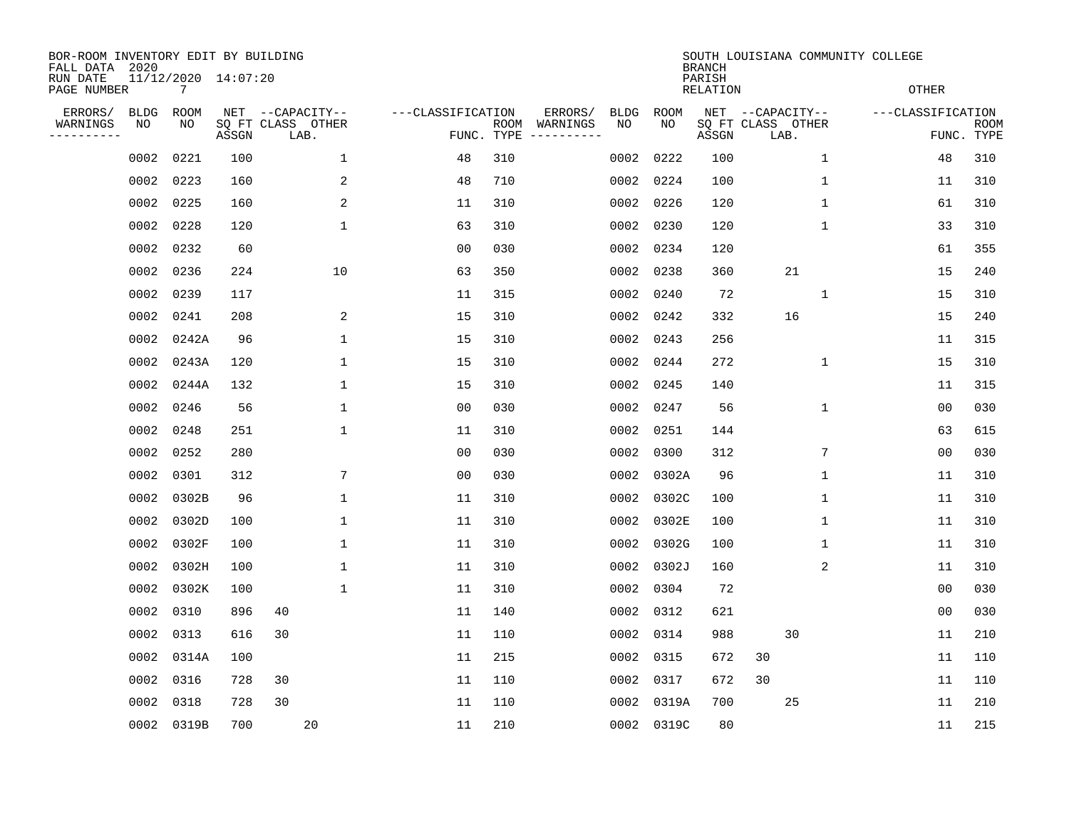BOR-ROOM INVENTORY EDIT BY BUILDING
FALL DATA 2020
RUN DATE 11/12/2020 14:07:20
PAGE NUMBER 7

SOUTH LOUISIANA COMMUNITY COLLEGE
BRANCH
PARISH
RELATION
OTHER

| ERRORS/ WARNINGS | BLDG NO | ROOM NO | NET SQ FT ASSGN | CAPACITY CLASS | CAPACITY LAB. | CAPACITY OTHER | CLASSIFICATION FUNC. | ROOM TYPE | ERRORS/ WARNINGS | BLDG NO | ROOM NO | NET SQ FT ASSGN | CAPACITY CLASS | CAPACITY LAB. | CAPACITY OTHER | CLASSIFICATION FUNC. | ROOM TYPE |
|---|---|---|---|---|---|---|---|---|---|---|---|---|---|---|---|---|---|
| | 0002 | 0221 | 100 | | | 1 | 48 | 310 | | 0002 | 0222 | 100 | | | 1 | 48 | 310 |
| | 0002 | 0223 | 160 | | | 2 | 48 | 710 | | 0002 | 0224 | 100 | | | 1 | 11 | 310 |
| | 0002 | 0225 | 160 | | | 2 | 11 | 310 | | 0002 | 0226 | 120 | | | 1 | 61 | 310 |
| | 0002 | 0228 | 120 | | | 1 | 63 | 310 | | 0002 | 0230 | 120 | | | 1 | 33 | 310 |
| | 0002 | 0232 | 60 | | | | 00 | 030 | | 0002 | 0234 | 120 | | | | 61 | 355 |
| | 0002 | 0236 | 224 | | | 10 | 63 | 350 | | 0002 | 0238 | 360 | | 21 | | 15 | 240 |
| | 0002 | 0239 | 117 | | | | 11 | 315 | | 0002 | 0240 | 72 | | | 1 | 15 | 310 |
| | 0002 | 0241 | 208 | | | 2 | 15 | 310 | | 0002 | 0242 | 332 | | 16 | | 15 | 240 |
| | 0002 | 0242A | 96 | | | 1 | 15 | 310 | | 0002 | 0243 | 256 | | | | 11 | 315 |
| | 0002 | 0243A | 120 | | | 1 | 15 | 310 | | 0002 | 0244 | 272 | | | 1 | 15 | 310 |
| | 0002 | 0244A | 132 | | | 1 | 15 | 310 | | 0002 | 0245 | 140 | | | | 11 | 315 |
| | 0002 | 0246 | 56 | | | 1 | 00 | 030 | | 0002 | 0247 | 56 | | | 1 | 00 | 030 |
| | 0002 | 0248 | 251 | | | 1 | 11 | 310 | | 0002 | 0251 | 144 | | | | 63 | 615 |
| | 0002 | 0252 | 280 | | | | 00 | 030 | | 0002 | 0300 | 312 | | | 7 | 00 | 030 |
| | 0002 | 0301 | 312 | | | 7 | 00 | 030 | | 0002 | 0302A | 96 | | | 1 | 11 | 310 |
| | 0002 | 0302B | 96 | | | 1 | 11 | 310 | | 0002 | 0302C | 100 | | | 1 | 11 | 310 |
| | 0002 | 0302D | 100 | | | 1 | 11 | 310 | | 0002 | 0302E | 100 | | | 1 | 11 | 310 |
| | 0002 | 0302F | 100 | | | 1 | 11 | 310 | | 0002 | 0302G | 100 | | | 1 | 11 | 310 |
| | 0002 | 0302H | 100 | | | 1 | 11 | 310 | | 0002 | 0302J | 160 | | | 2 | 11 | 310 |
| | 0002 | 0302K | 100 | | | 1 | 11 | 310 | | 0002 | 0304 | 72 | | | | 00 | 030 |
| | 0002 | 0310 | 896 | 40 | | | 11 | 140 | | 0002 | 0312 | 621 | | | | 00 | 030 |
| | 0002 | 0313 | 616 | 30 | | | 11 | 110 | | 0002 | 0314 | 988 | | 30 | | 11 | 210 |
| | 0002 | 0314A | 100 | | | | 11 | 215 | | 0002 | 0315 | 672 | 30 | | | 11 | 110 |
| | 0002 | 0316 | 728 | 30 | | | 11 | 110 | | 0002 | 0317 | 672 | 30 | | | 11 | 110 |
| | 0002 | 0318 | 728 | 30 | | | 11 | 110 | | 0002 | 0319A | 700 | | 25 | | 11 | 210 |
| | 0002 | 0319B | 700 | | 20 | | 11 | 210 | | 0002 | 0319C | 80 | | | | 11 | 215 |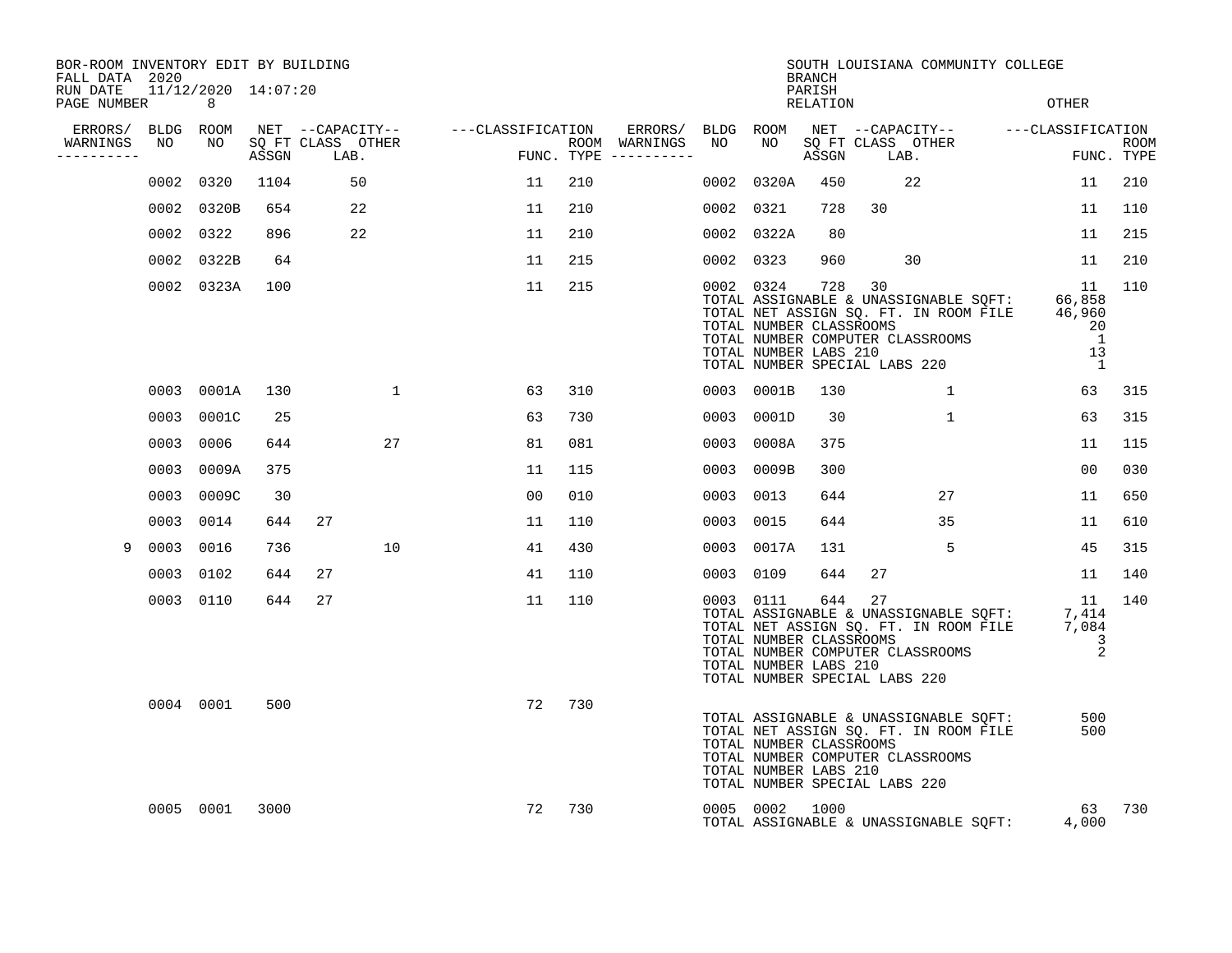BOR-ROOM INVENTORY EDIT BY BUILDING
FALL DATA 2020
RUN DATE 11/12/2020 14:07:20

SOUTH LOUISIANA COMMUNITY COLLEGE
BRANCH
PARISH
RELATION
OTHER

| ERRORS/ WARNINGS | BLDG NO | ROOM NO | NET SQ FT ASSGN | CAPACITY CLASS | CAPACITY LAB. | CAPACITY OTHER | CLASSIFICATION FUNC. | ROOM TYPE | ERRORS/ WARNINGS | BLDG NO | ROOM NO | NET SQ FT ASSGN | CAPACITY CLASS | CAPACITY LAB. | CAPACITY OTHER | CLASSIFICATION FUNC. | ROOM TYPE |
|---|---|---|---|---|---|---|---|---|---|---|---|---|---|---|---|---|---|
| | 0002 | 0320 | 1104 | | 50 | | 11 | 210 | | 0002 | 0320A | 450 | | 22 | | 11 | 210 |
| | 0002 | 0320B | 654 | | 22 | | 11 | 210 | | 0002 | 0321 | 728 | 30 | | | 11 | 110 |
| | 0002 | 0322 | 896 | | 22 | | 11 | 210 | | 0002 | 0322A | 80 | | | | 11 | 215 |
| | 0002 | 0322B | 64 | | | | 11 | 215 | | 0002 | 0323 | 960 | | 30 | | 11 | 210 |
| | 0002 | 0323A | 100 | | | | 11 | 215 | | 0002 | 0324 | 728 | 30 | | | 11 | 110 |

TOTAL ASSIGNABLE & UNASSIGNABLE SQFT: 66,858
TOTAL NET ASSIGN SQ. FT. IN ROOM FILE 46,960
TOTAL NUMBER CLASSROOMS 20
TOTAL NUMBER COMPUTER CLASSROOMS 1
TOTAL NUMBER LABS 210 13
TOTAL NUMBER SPECIAL LABS 220 1

| ERRORS/ WARNINGS | BLDG NO | ROOM NO | NET SQ FT ASSGN | CAPACITY CLASS | CAPACITY LAB. | CAPACITY OTHER | CLASSIFICATION FUNC. | ROOM TYPE | ERRORS/ WARNINGS | BLDG NO | ROOM NO | NET SQ FT ASSGN | CAPACITY CLASS | CAPACITY LAB. | CAPACITY OTHER | CLASSIFICATION FUNC. | ROOM TYPE |
|---|---|---|---|---|---|---|---|---|---|---|---|---|---|---|---|---|---|
| | 0003 | 0001A | 130 | | | 1 | 63 | 310 | | 0003 | 0001B | 130 | | | 1 | 63 | 315 |
| | 0003 | 0001C | 25 | | | | 63 | 730 | | 0003 | 0001D | 30 | | | 1 | 63 | 315 |
| | 0003 | 0006 | 644 | | | 27 | 81 | 081 | | 0003 | 0008A | 375 | | | | 11 | 115 |
| | 0003 | 0009A | 375 | | | | 11 | 115 | | 0003 | 0009B | 300 | | | | 00 | 030 |
| | 0003 | 0009C | 30 | | | | 00 | 010 | | 0003 | 0013 | 644 | | | 27 | 11 | 650 |
| | 0003 | 0014 | 644 | 27 | | | 11 | 110 | | 0003 | 0015 | 644 | | | 35 | 11 | 610 |
| 9 | 0003 | 0016 | 736 | | | 10 | 41 | 430 | | 0003 | 0017A | 131 | | | 5 | 45 | 315 |
| | 0003 | 0102 | 644 | 27 | | | 41 | 110 | | 0003 | 0109 | 644 | 27 | | | 11 | 140 |
| | 0003 | 0110 | 644 | 27 | | | 11 | 110 | | 0003 | 0111 | 644 | 27 | | | 11 | 140 |

TOTAL ASSIGNABLE & UNASSIGNABLE SQFT: 7,414
TOTAL NET ASSIGN SQ. FT. IN ROOM FILE 7,084
TOTAL NUMBER CLASSROOMS 3
TOTAL NUMBER COMPUTER CLASSROOMS 2
TOTAL NUMBER LABS 210
TOTAL NUMBER SPECIAL LABS 220

| ERRORS/ WARNINGS | BLDG NO | ROOM NO | NET SQ FT ASSGN | CAPACITY CLASS | CAPACITY LAB. | CAPACITY OTHER | CLASSIFICATION FUNC. | ROOM TYPE |
|---|---|---|---|---|---|---|---|---|
| | 0004 | 0001 | 500 | | | | 72 | 730 |

TOTAL ASSIGNABLE & UNASSIGNABLE SQFT: 500
TOTAL NET ASSIGN SQ. FT. IN ROOM FILE 500
TOTAL NUMBER CLASSROOMS
TOTAL NUMBER COMPUTER CLASSROOMS
TOTAL NUMBER LABS 210
TOTAL NUMBER SPECIAL LABS 220

| ERRORS/ WARNINGS | BLDG NO | ROOM NO | NET SQ FT ASSGN | CAPACITY CLASS | CAPACITY LAB. | CAPACITY OTHER | CLASSIFICATION FUNC. | ROOM TYPE | ERRORS/ WARNINGS | BLDG NO | ROOM NO | NET SQ FT ASSGN | CAPACITY CLASS | CAPACITY LAB. | CAPACITY OTHER | CLASSIFICATION FUNC. | ROOM TYPE |
|---|---|---|---|---|---|---|---|---|---|---|---|---|---|---|---|---|---|
| | 0005 | 0001 | 3000 | | | | 72 | 730 | | 0005 | 0002 | 1000 | | | | 63 | 730 |

TOTAL ASSIGNABLE & UNASSIGNABLE SQFT: 4,000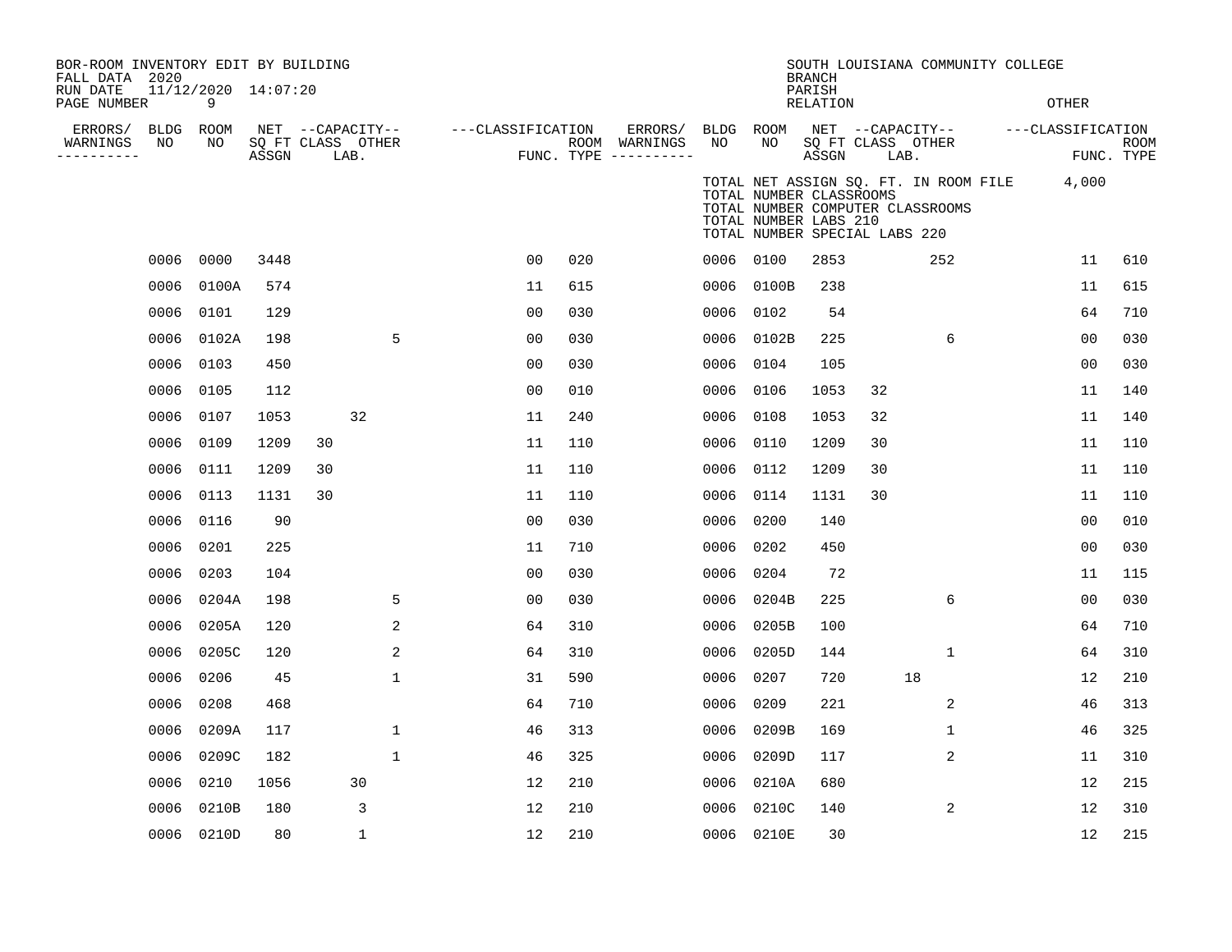BOR-ROOM INVENTORY EDIT BY BUILDING
FALL DATA 2020
RUN DATE 11/12/2020 14:07:20
PAGE NUMBER 9

SOUTH LOUISIANA COMMUNITY COLLEGE
BRANCH
PARISH
RELATION OTHER

TOTAL NET ASSIGN SQ. FT. IN ROOM FILE 4,000
TOTAL NUMBER CLASSROOMS
TOTAL NUMBER COMPUTER CLASSROOMS
TOTAL NUMBER LABS 210
TOTAL NUMBER SPECIAL LABS 220

| ERRORS/ WARNINGS | BLDG NO | ROOM NO | NET SQ FT ASSGN | CAPACITY CLASS | CAPACITY LAB. | CAPACITY OTHER | CLASSIFICATION FUNC. | ROOM TYPE | ERRORS/ WARNINGS | BLDG NO | ROOM NO | NET SQ FT ASSGN | CAPACITY CLASS | CAPACITY LAB. | CAPACITY OTHER | CLASSIFICATION FUNC. | ROOM TYPE |
|---|---|---|---|---|---|---|---|---|---|---|---|---|---|---|---|---|---|
| | 0006 | 0000 | 3448 | | | | 00 | 020 | | 0006 | 0100 | 2853 | | | 252 | 11 | 610 |
| | 0006 | 0100A | 574 | | | | 11 | 615 | | 0006 | 0100B | 238 | | | | 11 | 615 |
| | 0006 | 0101 | 129 | | | | 00 | 030 | | 0006 | 0102 | 54 | | | | 64 | 710 |
| | 0006 | 0102A | 198 | | | 5 | 00 | 030 | | 0006 | 0102B | 225 | | | 6 | 00 | 030 |
| | 0006 | 0103 | 450 | | | | 00 | 030 | | 0006 | 0104 | 105 | | | | 00 | 030 |
| | 0006 | 0105 | 112 | | | | 00 | 010 | | 0006 | 0106 | 1053 | 32 | | | 11 | 140 |
| | 0006 | 0107 | 1053 | | 32 | | 11 | 240 | | 0006 | 0108 | 1053 | 32 | | | 11 | 140 |
| | 0006 | 0109 | 1209 | 30 | | | 11 | 110 | | 0006 | 0110 | 1209 | 30 | | | 11 | 110 |
| | 0006 | 0111 | 1209 | 30 | | | 11 | 110 | | 0006 | 0112 | 1209 | 30 | | | 11 | 110 |
| | 0006 | 0113 | 1131 | 30 | | | 11 | 110 | | 0006 | 0114 | 1131 | 30 | | | 11 | 110 |
| | 0006 | 0116 | 90 | | | | 00 | 030 | | 0006 | 0200 | 140 | | | | 00 | 010 |
| | 0006 | 0201 | 225 | | | | 11 | 710 | | 0006 | 0202 | 450 | | | | 00 | 030 |
| | 0006 | 0203 | 104 | | | | 00 | 030 | | 0006 | 0204 | 72 | | | | 11 | 115 |
| | 0006 | 0204A | 198 | | | 5 | 00 | 030 | | 0006 | 0204B | 225 | | | 6 | 00 | 030 |
| | 0006 | 0205A | 120 | | | 2 | 64 | 310 | | 0006 | 0205B | 100 | | | | 64 | 710 |
| | 0006 | 0205C | 120 | | | 2 | 64 | 310 | | 0006 | 0205D | 144 | | | 1 | 64 | 310 |
| | 0006 | 0206 | 45 | | | 1 | 31 | 590 | | 0006 | 0207 | 720 | | 18 | | 12 | 210 |
| | 0006 | 0208 | 468 | | | | 64 | 710 | | 0006 | 0209 | 221 | | | 2 | 46 | 313 |
| | 0006 | 0209A | 117 | | | 1 | 46 | 313 | | 0006 | 0209B | 169 | | | 1 | 46 | 325 |
| | 0006 | 0209C | 182 | | | 1 | 46 | 325 | | 0006 | 0209D | 117 | | | 2 | 11 | 310 |
| | 0006 | 0210 | 1056 | | 30 | | 12 | 210 | | 0006 | 0210A | 680 | | | | 12 | 215 |
| | 0006 | 0210B | 180 | | 3 | | 12 | 210 | | 0006 | 0210C | 140 | | | 2 | 12 | 310 |
| | 0006 | 0210D | 80 | | 1 | | 12 | 210 | | 0006 | 0210E | 30 | | | | 12 | 215 |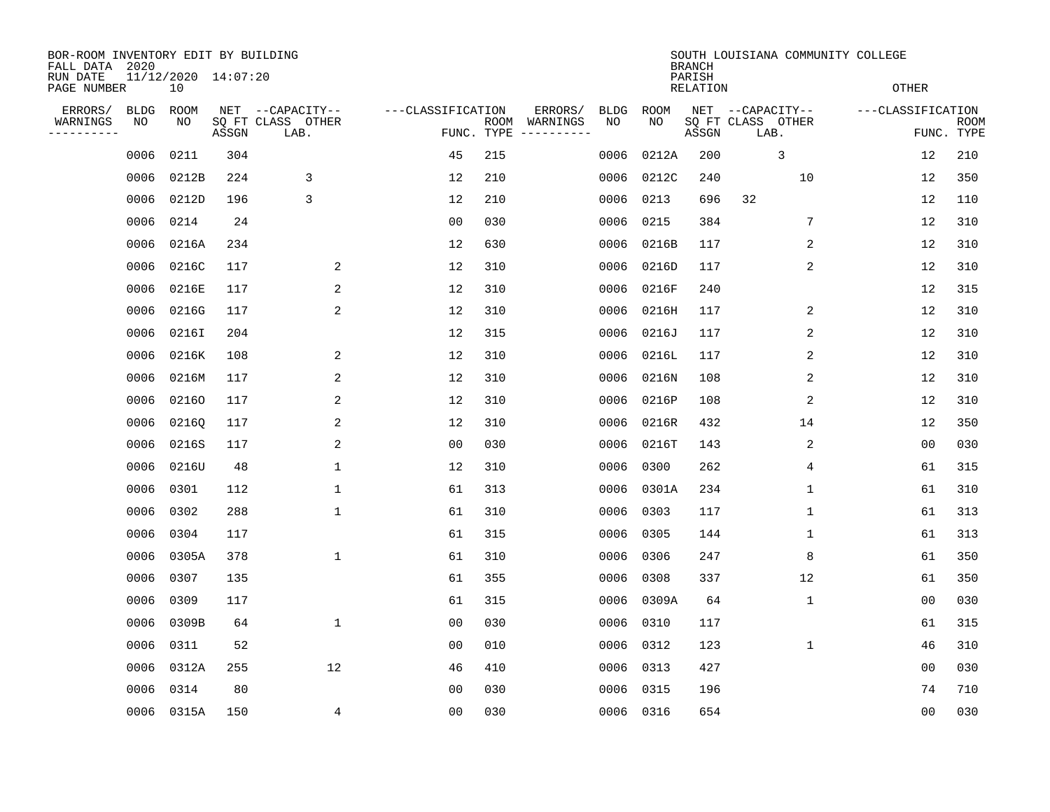BOR-ROOM INVENTORY EDIT BY BUILDING
FALL DATA 2020
RUN DATE 11/12/2020 14:07:20
PAGE NUMBER 10

SOUTH LOUISIANA COMMUNITY COLLEGE
BRANCH
PARISH
RELATION
OTHER

| ERRORS/ WARNINGS | BLDG NO | ROOM NO | NET SQ FT ASSGN | CAPACITY CLASS | CAPACITY LAB. | CAPACITY OTHER | CLASSIFICATION FUNC. | ROOM TYPE | ERRORS/ WARNINGS | BLDG NO | ROOM NO | NET SQ FT ASSGN | CAPACITY CLASS | CAPACITY LAB. | CAPACITY OTHER | CLASSIFICATION FUNC. | ROOM TYPE |
|---|---|---|---|---|---|---|---|---|---|---|---|---|---|---|---|---|---|
| | 0006 | 0211 | 304 | | | | 45 | 215 | | 0006 | 0212A | 200 | | 3 | | 12 | 210 |
| | 0006 | 0212B | 224 | | 3 | | 12 | 210 | | 0006 | 0212C | 240 | | | 10 | 12 | 350 |
| | 0006 | 0212D | 196 | | 3 | | 12 | 210 | | 0006 | 0213 | 696 | 32 | | | 12 | 110 |
| | 0006 | 0214 | 24 | | | | 00 | 030 | | 0006 | 0215 | 384 | | | 7 | 12 | 310 |
| | 0006 | 0216A | 234 | | | | 12 | 630 | | 0006 | 0216B | 117 | | | 2 | 12 | 310 |
| | 0006 | 0216C | 117 | | | 2 | 12 | 310 | | 0006 | 0216D | 117 | | | 2 | 12 | 310 |
| | 0006 | 0216E | 117 | | | 2 | 12 | 310 | | 0006 | 0216F | 240 | | | | 12 | 315 |
| | 0006 | 0216G | 117 | | | 2 | 12 | 310 | | 0006 | 0216H | 117 | | | 2 | 12 | 310 |
| | 0006 | 0216I | 204 | | | | 12 | 315 | | 0006 | 0216J | 117 | | | 2 | 12 | 310 |
| | 0006 | 0216K | 108 | | | 2 | 12 | 310 | | 0006 | 0216L | 117 | | | 2 | 12 | 310 |
| | 0006 | 0216M | 117 | | | 2 | 12 | 310 | | 0006 | 0216N | 108 | | | 2 | 12 | 310 |
| | 0006 | 0216O | 117 | | | 2 | 12 | 310 | | 0006 | 0216P | 108 | | | 2 | 12 | 310 |
| | 0006 | 0216Q | 117 | | | 2 | 12 | 310 | | 0006 | 0216R | 432 | | | 14 | 12 | 350 |
| | 0006 | 0216S | 117 | | | 2 | 00 | 030 | | 0006 | 0216T | 143 | | | 2 | 00 | 030 |
| | 0006 | 0216U | 48 | | | 1 | 12 | 310 | | 0006 | 0300 | 262 | | | 4 | 61 | 315 |
| | 0006 | 0301 | 112 | | | 1 | 61 | 313 | | 0006 | 0301A | 234 | | | 1 | 61 | 310 |
| | 0006 | 0302 | 288 | | | 1 | 61 | 310 | | 0006 | 0303 | 117 | | | 1 | 61 | 313 |
| | 0006 | 0304 | 117 | | | | 61 | 315 | | 0006 | 0305 | 144 | | | 1 | 61 | 313 |
| | 0006 | 0305A | 378 | | | 1 | 61 | 310 | | 0006 | 0306 | 247 | | | 8 | 61 | 350 |
| | 0006 | 0307 | 135 | | | | 61 | 355 | | 0006 | 0308 | 337 | | | 12 | 61 | 350 |
| | 0006 | 0309 | 117 | | | | 61 | 315 | | 0006 | 0309A | 64 | | | 1 | 00 | 030 |
| | 0006 | 0309B | 64 | | | 1 | 00 | 030 | | 0006 | 0310 | 117 | | | | 61 | 315 |
| | 0006 | 0311 | 52 | | | | 00 | 010 | | 0006 | 0312 | 123 | | | 1 | 46 | 310 |
| | 0006 | 0312A | 255 | | | 12 | 46 | 410 | | 0006 | 0313 | 427 | | | | 00 | 030 |
| | 0006 | 0314 | 80 | | | | 00 | 030 | | 0006 | 0315 | 196 | | | | 74 | 710 |
| | 0006 | 0315A | 150 | | | 4 | 00 | 030 | | 0006 | 0316 | 654 | | | | 00 | 030 |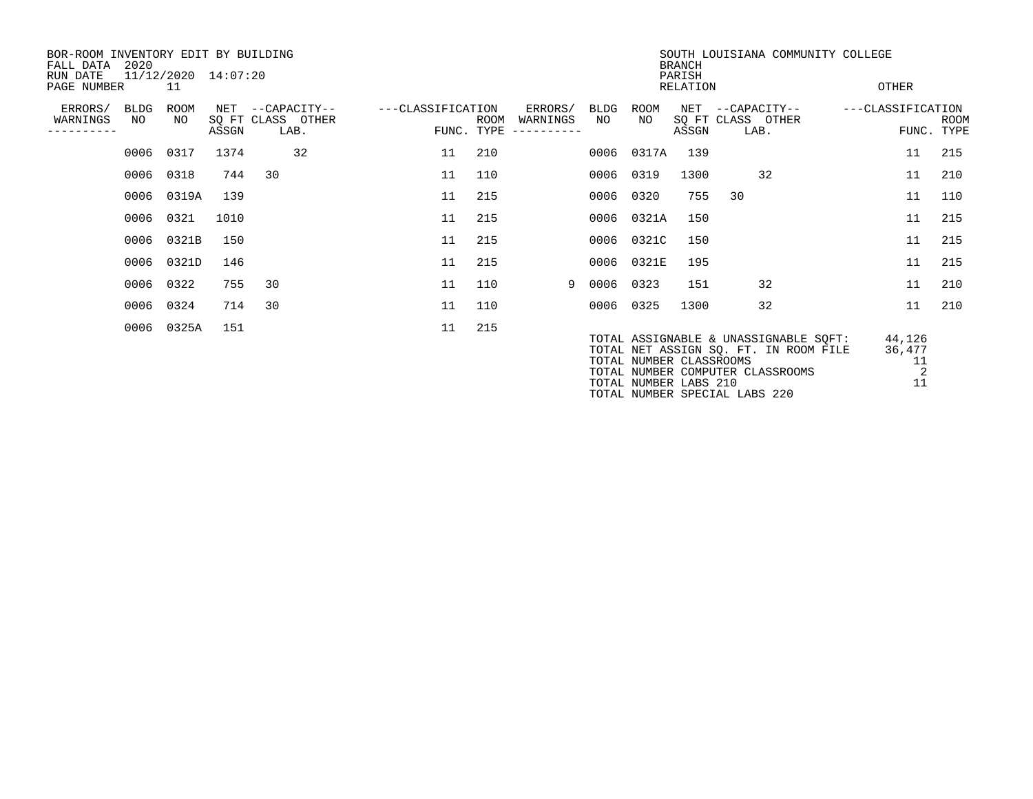BOR-ROOM INVENTORY EDIT BY BUILDING
FALL DATA 2020
RUN DATE 11/12/2020 14:07:20
PAGE NUMBER 11

SOUTH LOUISIANA COMMUNITY COLLEGE
BRANCH
PARISH
RELATION
OTHER

| ERRORS/ WARNINGS | BLDG NO | ROOM NO | NET SQ FT ASSGN | CAPACITY CLASS | CAPACITY OTHER LAB. | CLASSIFICATION FUNC. | ROOM TYPE | ERRORS/ WARNINGS | BLDG NO | ROOM NO | NET SQ FT ASSGN | CAPACITY CLASS | CAPACITY OTHER LAB. | CLASSIFICATION FUNC. | ROOM TYPE |
|---|---|---|---|---|---|---|---|---|---|---|---|---|---|---|---|
| | 0006 | 0317 | 1374 | | 32 | 11 | 210 | | 0006 | 0317A | 139 | | | 11 | 215 |
| | 0006 | 0318 | 744 | 30 | | 11 | 110 | | 0006 | 0319 | 1300 | | 32 | 11 | 210 |
| | 0006 | 0319A | 139 | | | 11 | 215 | | 0006 | 0320 | 755 | 30 | | 11 | 110 |
| | 0006 | 0321 | 1010 | | | 11 | 215 | | 0006 | 0321A | 150 | | | 11 | 215 |
| | 0006 | 0321B | 150 | | | 11 | 215 | | 0006 | 0321C | 150 | | | 11 | 215 |
| | 0006 | 0321D | 146 | | | 11 | 215 | | 0006 | 0321E | 195 | | | 11 | 215 |
| | 0006 | 0322 | 755 | 30 | | 11 | 110 | 9 | 0006 | 0323 | 151 | | 32 | 11 | 210 |
| | 0006 | 0324 | 714 | 30 | | 11 | 110 | | 0006 | 0325 | 1300 | | 32 | 11 | 210 |
| | 0006 | 0325A | 151 | | | 11 | 215 | | | | | | | | |

| | |
|---|---|
| TOTAL ASSIGNABLE & UNASSIGNABLE SQFT: | 44,126 |
| TOTAL NET ASSIGN SQ. FT. IN ROOM FILE | 36,477 |
| TOTAL NUMBER CLASSROOMS | 11 |
| TOTAL NUMBER COMPUTER CLASSROOMS | 2 |
| TOTAL NUMBER LABS 210 | 11 |
| TOTAL NUMBER SPECIAL LABS 220 | |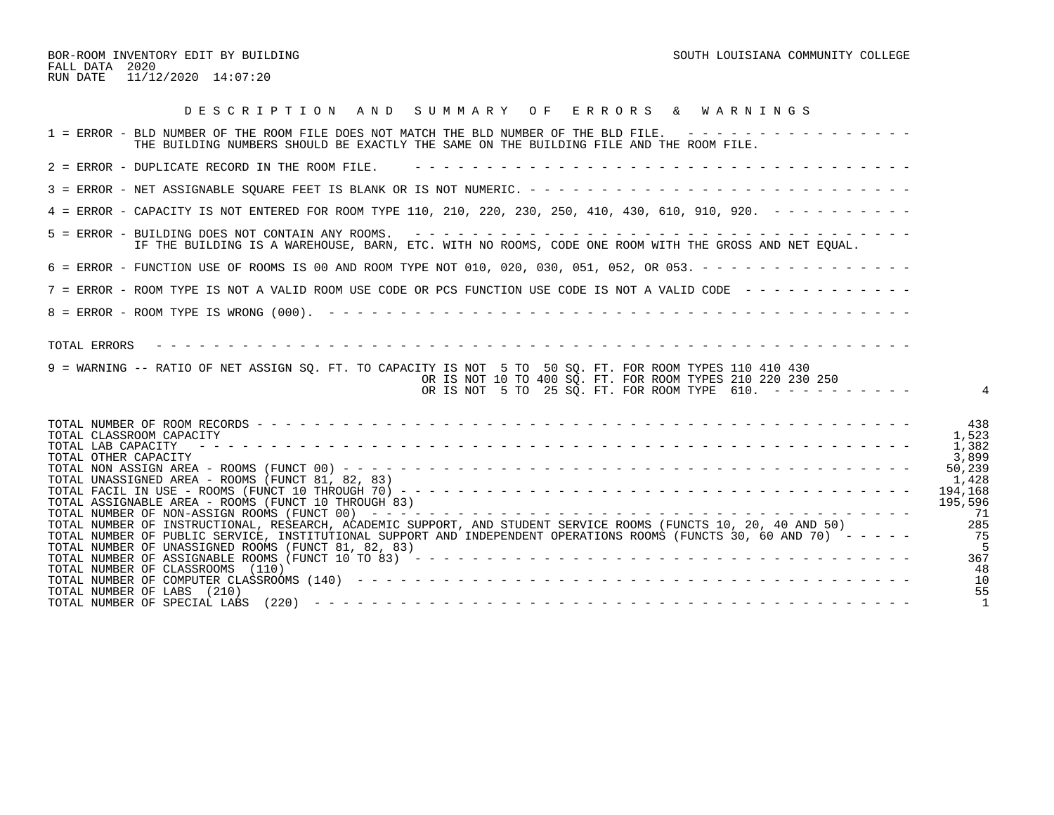BOR-ROOM INVENTORY EDIT BY BUILDING
FALL DATA 2020
RUN DATE 11/12/2020 14:07:20

SOUTH LOUISIANA COMMUNITY COLLEGE

## D E S C R I P T I O N  A N D  S U M M A R Y  O F  E R R O R S  &  W A R N I N G S

| | |
|---|---|
| 1 = ERROR - BLD NUMBER OF THE ROOM FILE DOES NOT MATCH THE BLD NUMBER OF THE BLD FILE. THE BUILDING NUMBERS SHOULD BE EXACTLY THE SAME ON THE BUILDING FILE AND THE ROOM FILE. | |
| 2 = ERROR - DUPLICATE RECORD IN THE ROOM FILE. | |
| 3 = ERROR - NET ASSIGNABLE SQUARE FEET IS BLANK OR IS NOT NUMERIC. | |
| 4 = ERROR - CAPACITY IS NOT ENTERED FOR ROOM TYPE 110, 210, 220, 230, 250, 410, 430, 610, 910, 920. | |
| 5 = ERROR - BUILDING DOES NOT CONTAIN ANY ROOMS. IF THE BUILDING IS A WAREHOUSE, BARN, ETC. WITH NO ROOMS, CODE ONE ROOM WITH THE GROSS AND NET EQUAL. | |
| 6 = ERROR - FUNCTION USE OF ROOMS IS 00 AND ROOM TYPE NOT 010, 020, 030, 051, 052, OR 053. | |
| 7 = ERROR - ROOM TYPE IS NOT A VALID ROOM USE CODE OR PCS FUNCTION USE CODE IS NOT A VALID CODE | |
| 8 = ERROR - ROOM TYPE IS WRONG (000). | |
| TOTAL ERRORS | |
| 9 = WARNING -- RATIO OF NET ASSIGN SQ. FT. TO CAPACITY IS NOT 5 TO 50 SQ. FT. FOR ROOM TYPES 110 410 430 OR IS NOT 10 TO 400 SQ. FT. FOR ROOM TYPES 210 220 230 250 OR IS NOT 5 TO 25 SQ. FT. FOR ROOM TYPE 610. | 4 |

| | |
|---|---|
| TOTAL NUMBER OF ROOM RECORDS | 438 |
| TOTAL CLASSROOM CAPACITY | 1,523 |
| TOTAL LAB CAPACITY | 1,382 |
| TOTAL OTHER CAPACITY | 3,899 |
| TOTAL NON ASSIGN AREA - ROOMS (FUNCT 00) | 50,239 |
| TOTAL UNASSIGNED AREA - ROOMS (FUNCT 81, 82, 83) | 1,428 |
| TOTAL FACIL IN USE - ROOMS (FUNCT 10 THROUGH 70) | 194,168 |
| TOTAL ASSIGNABLE AREA - ROOMS (FUNCT 10 THROUGH 83) | 195,596 |
| TOTAL NUMBER OF NON-ASSIGN ROOMS (FUNCT 00) | 71 |
| TOTAL NUMBER OF INSTRUCTIONAL, RESEARCH, ACADEMIC SUPPORT, AND STUDENT SERVICE ROOMS (FUNCTS 10, 20, 40 AND 50) | 285 |
| TOTAL NUMBER OF PUBLIC SERVICE, INSTITUTIONAL SUPPORT AND INDEPENDENT OPERATIONS ROOMS (FUNCTS 30, 60 AND 70) | 75 |
| TOTAL NUMBER OF UNASSIGNED ROOMS (FUNCT 81, 82, 83) | 5 |
| TOTAL NUMBER OF ASSIGNABLE ROOMS (FUNCT 10 TO 83) | 367 |
| TOTAL NUMBER OF CLASSROOMS (110) | 48 |
| TOTAL NUMBER OF COMPUTER CLASSROOMS (140) | 10 |
| TOTAL NUMBER OF LABS (210) | 55 |
| TOTAL NUMBER OF SPECIAL LABS (220) | 1 |